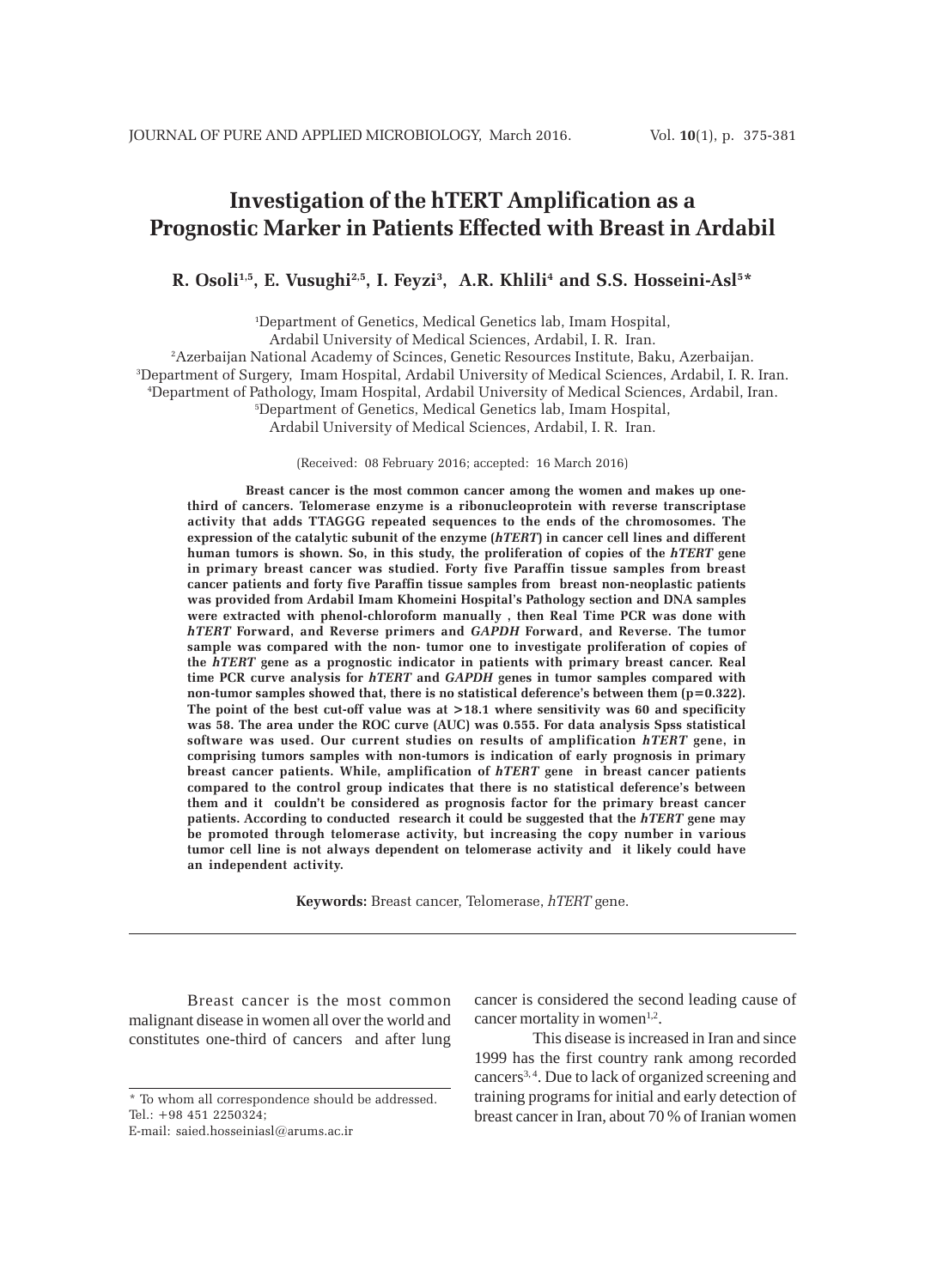# Investigation of the hTERT Amplification as a Prognostic Marker in Patients Effected with Breast in Ardabil

**R. Osoli[1,5], E. Vusughi[2,5], I. Feyzi[3], A.R. Khlili[4] and S.S. Hosseini-Asl[5]***

[1]Department of Genetics, Medical Genetics lab, Imam Hospital, Ardabil University of Medical Sciences, Ardabil, I. R. Iran.
[2]Azerbaijan National Academy of Scinces, Genetic Resources Institute, Baku, Azerbaijan.
[3]Department of Surgery, Imam Hospital, Ardabil University of Medical Sciences, Ardabil, I. R. Iran.
[4]Department of Pathology, Imam Hospital, Ardabil University of Medical Sciences, Ardabil, Iran.
[5]Department of Genetics, Medical Genetics lab, Imam Hospital, Ardabil University of Medical Sciences, Ardabil, I. R. Iran.

(Received: 08 February 2016; accepted: 16 March 2016)

**Breast cancer is the most common cancer among the women and makes up one-third of cancers. Telomerase enzyme is a ribonucleoprotein with reverse transcriptase activity that adds TTAGGG repeated sequences to the ends of the chromosomes. The expression of the catalytic subunit of the enzyme (*hTERT*) in cancer cell lines and different human tumors is shown. So, in this study, the proliferation of copies of the *hTERT* gene in primary breast cancer was studied. Forty five Paraffin tissue samples from breast cancer patients and forty five Paraffin tissue samples from breast non-neoplastic patients was provided from Ardabil Imam Khomeini Hospital's Pathology section and DNA samples were extracted with phenol-chloroform manually , then Real Time PCR was done with *hTERT* Forward, and Reverse primers and *GAPDH* Forward, and Reverse. The tumor sample was compared with the non- tumor one to investigate proliferation of copies of the *hTERT* gene as a prognostic indicator in patients with primary breast cancer. Real time PCR curve analysis for *hTERT* and *GAPDH* genes in tumor samples compared with non-tumor samples showed that, there is no statistical deference's between them (p=0.322). The point of the best cut-off value was at >18.1 where sensitivity was 60 and specificity was 58. The area under the ROC curve (AUC) was 0.555. For data analysis Spss statistical software was used. Our current studies on results of amplification *hTERT* gene, in comprising tumors samples with non-tumors is indication of early prognosis in primary breast cancer patients. While, amplification of *hTERT* gene in breast cancer patients compared to the control group indicates that there is no statistical deference's between them and it couldn't be considered as prognosis factor for the primary breast cancer patients. According to conducted research it could be suggested that the *hTERT* gene may be promoted through telomerase activity, but increasing the copy number in various tumor cell line is not always dependent on telomerase activity and it likely could have an independent activity.**

**Keywords:** Breast cancer, Telomerase, *hTERT* gene.

Breast cancer is the most common malignant disease in women all over the world and constitutes one-third of cancers and after lung cancer is considered the second leading cause of cancer mortality in women[1,2].

This disease is increased in Iran and since 1999 has the first country rank among recorded cancers[3,4]. Due to lack of organized screening and training programs for initial and early detection of breast cancer in Iran, about 70 % of Iranian women

* To whom all correspondence should be addressed.
Tel.: +98 451 2250324;
E-mail: saied.hosseiniasl@arums.ac.ir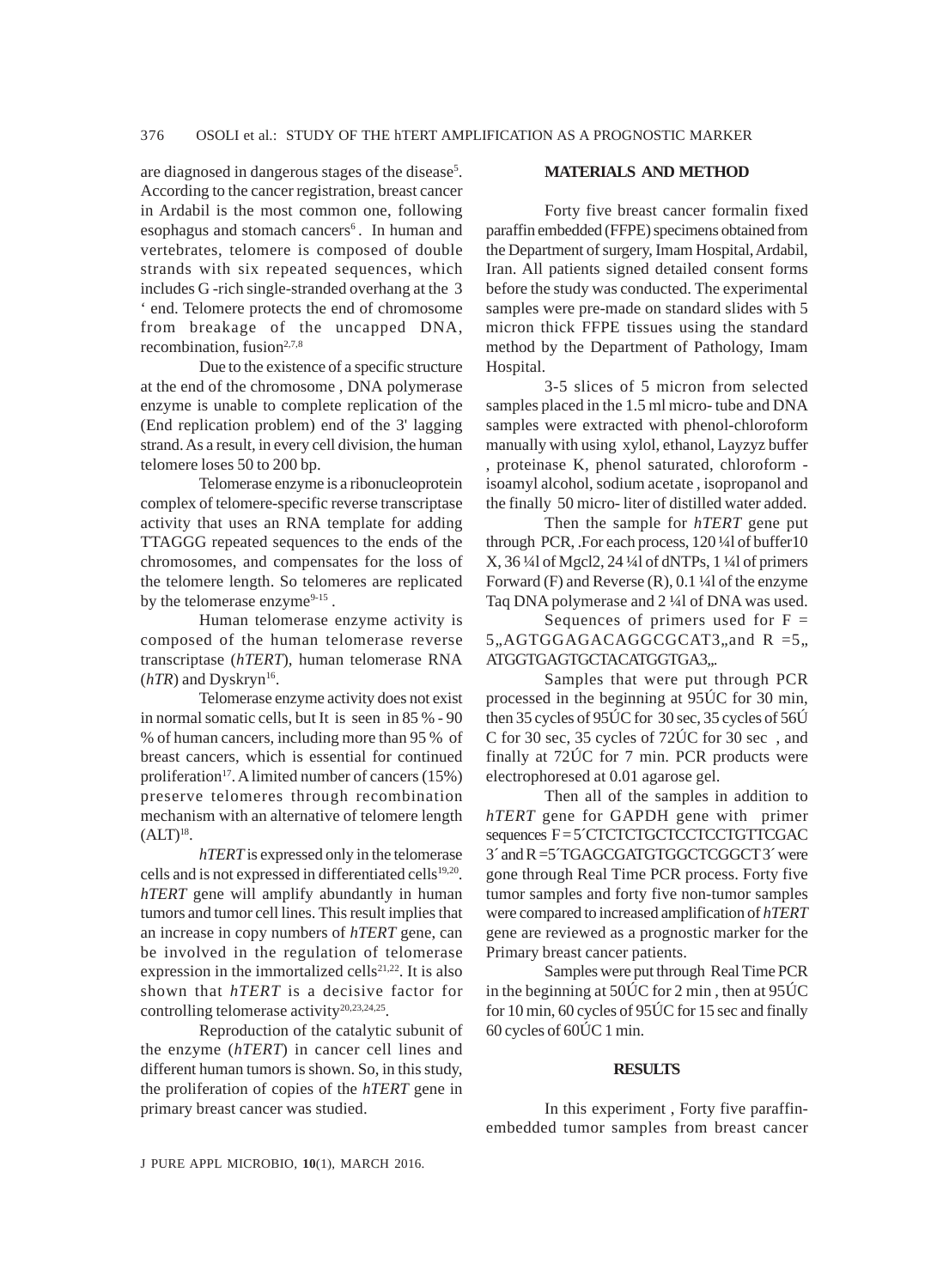are diagnosed in dangerous stages of the disease[5]. According to the cancer registration, breast cancer in Ardabil is the most common one, following esophagus and stomach cancers[6]. In human and vertebrates, telomere is composed of double strands with six repeated sequences, which includes G -rich single-stranded overhang at the 3 ' end. Telomere protects the end of chromosome from breakage of the uncapped DNA, recombination, fusion[2,7,8]

Due to the existence of a specific structure at the end of the chromosome , DNA polymerase enzyme is unable to complete replication of the (End replication problem) end of the 3' lagging strand. As a result, in every cell division, the human telomere loses 50 to 200 bp.

Telomerase enzyme is a ribonucleoprotein complex of telomere-specific reverse transcriptase activity that uses an RNA template for adding TTAGGG repeated sequences to the ends of the chromosomes, and compensates for the loss of the telomere length. So telomeres are replicated by the telomerase enzyme[9-15] .

Human telomerase enzyme activity is composed of the human telomerase reverse transcriptase (*hTERT*), human telomerase RNA (*hTR*) and Dyskryn[16].

Telomerase enzyme activity does not exist in normal somatic cells, but It is seen in 85 % - 90 % of human cancers, including more than 95 % of breast cancers, which is essential for continued proliferation[17]. A limited number of cancers (15%) preserve telomeres through recombination mechanism with an alternative of telomere length (ALT)[18].

*hTERT* is expressed only in the telomerase cells and is not expressed in differentiated cells[19,20]. *hTERT* gene will amplify abundantly in human tumors and tumor cell lines. This result implies that an increase in copy numbers of *hTERT* gene, can be involved in the regulation of telomerase expression in the immortalized cells[21,22]. It is also shown that *hTERT* is a decisive factor for controlling telomerase activity[20,23,24,25].

Reproduction of the catalytic subunit of the enzyme (*hTERT*) in cancer cell lines and different human tumors is shown. So, in this study, the proliferation of copies of the *hTERT* gene in primary breast cancer was studied.

## MATERIALS AND METHOD

Forty five breast cancer formalin fixed paraffin embedded (FFPE) specimens obtained from the Department of surgery, Imam Hospital, Ardabil, Iran. All patients signed detailed consent forms before the study was conducted. The experimental samples were pre-made on standard slides with 5 micron thick FFPE tissues using the standard method by the Department of Pathology, Imam Hospital.

3-5 slices of 5 micron from selected samples placed in the 1.5 ml micro- tube and DNA samples were extracted with phenol-chloroform manually with using xylol, ethanol, Layzyz buffer , proteinase K, phenol saturated, chloroform - isoamyl alcohol, sodium acetate , isopropanol and the finally 50 micro- liter of distilled water added.

Then the sample for *hTERT* gene put through PCR, .For each process, 120 ¼l of buffer10 X, 36 ¼l of Mgcl2, 24 ¼l of dNTPs, 1 ¼l of primers Forward (F) and Reverse (R), 0.1 ¼l of the enzyme Taq DNA polymerase and 2 ¼l of DNA was used.

Sequences of primers used for F = 5„AGTGGAGACAGGCGCAT3„and R =5„ ATGGTGAGTGCTACATGGTGA3„.

Samples that were put through PCR processed in the beginning at 95ÚC for 30 min, then 35 cycles of 95ÚC for 30 sec, 35 cycles of 56Ú C for 30 sec, 35 cycles of 72ÚC for 30 sec , and finally at 72ÚC for 7 min. PCR products were electrophoresed at 0.01 agarose gel.

Then all of the samples in addition to *hTERT* gene for GAPDH gene with primer sequences F = 5´CTCTCTGCTCCTCCTGTTCGAC 3´ and R =5´TGAGCGATGTGGCTCGGCT 3´ were gone through Real Time PCR process. Forty five tumor samples and forty five non-tumor samples were compared to increased amplification of *hTERT* gene are reviewed as a prognostic marker for the Primary breast cancer patients.

Samples were put through Real Time PCR in the beginning at 50ÚC for 2 min , then at 95ÚC for 10 min, 60 cycles of 95ÚC for 15 sec and finally 60 cycles of 60ÚC 1 min.

## RESULTS

In this experiment , Forty five paraffin-embedded tumor samples from breast cancer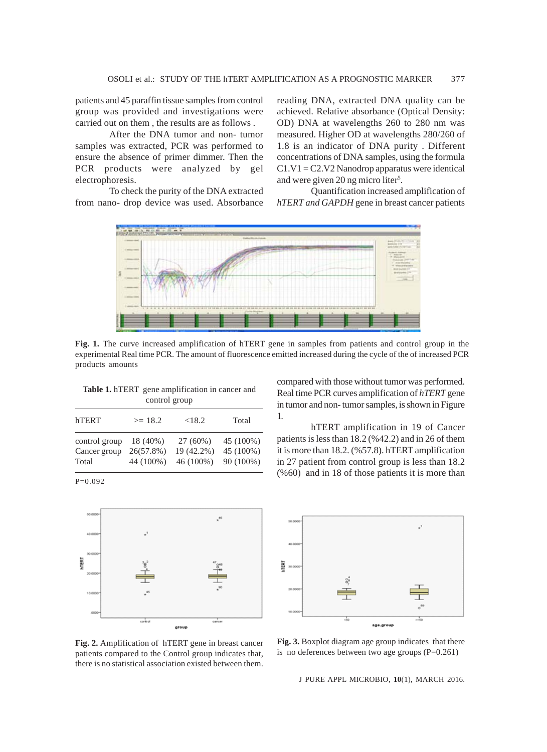patients and 45 paraffin tissue samples from control group was provided and investigations were carried out on them , the results are as follows .

After the DNA tumor and non- tumor samples was extracted, PCR was performed to ensure the absence of primer dimmer. Then the PCR products were analyzed by gel electrophoresis.

To check the purity of the DNA extracted from nano- drop device was used. Absorbance reading DNA, extracted DNA quality can be achieved. Relative absorbance (Optical Density: OD) DNA at wavelengths 260 to 280 nm was measured. Higher OD at wavelengths 280/260 of 1.8 is an indicator of DNA purity . Different concentrations of DNA samples, using the formula $C1.V1 = C2.V2$ Nanodrop apparatus were identical and were given 20 ng micro liter[5].

Quantification increased amplification of *hTERT and GAPDH* gene in breast cancer patients compared with those without tumor was performed. Real time PCR curves amplification of *hTERT* gene in tumor and non- tumor samples, is shown in Figure 1.

**Fig. 1.** The curve increased amplification of hTERT gene in samples from patients and control group in the experimental Real time PCR. The amount of fluorescence emitted increased during the cycle of the of increased PCR products amounts

hTERT amplification in 19 of Cancer patients is less than 18.2 (%42.2) and in 26 of them it is more than 18.2. (%57.8). hTERT amplification in 27 patient from control group is less than 18.2 (%60) and in 18 of those patients it is more than

**Table 1.** hTERT gene amplification in cancer and control group

| hTERT | >= 18.2 | <18.2 | Total |
|---|---|---|---|
| control group | 18 (40%) | 27 (60%) | 45 (100%) |
| Cancer group | 26(57.8%) | 19 (42.2%) | 45 (100%) |
| Total | 44 (100%) | 46 (100%) | 90 (100%) |

P=0.092

**Fig. 2.** Amplification of hTERT gene in breast cancer patients compared to the Control group indicates that, there is no statistical association existed between them.

**Fig. 3.** Boxplot diagram age group indicates that there is no deferences between two age groups (P=0.261)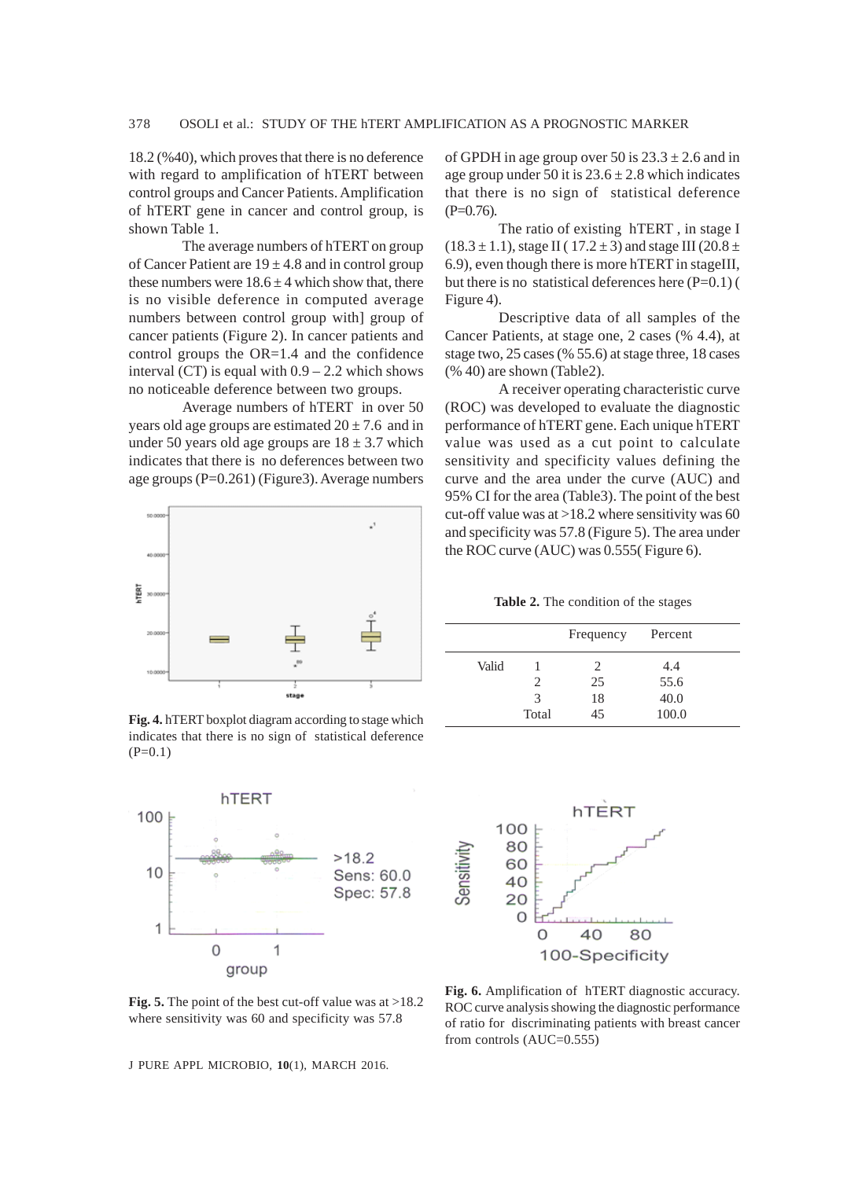18.2 (%40), which proves that there is no deference with regard to amplification of hTERT between control groups and Cancer Patients. Amplification of hTERT gene in cancer and control group, is shown Table 1.

The average numbers of hTERT on group of Cancer Patient are $19 \pm 4.8$ and in control group these numbers were $18.6 \pm 4$ which show that, there is no visible deference in computed average numbers between control group with] group of cancer patients (Figure 2). In cancer patients and control groups the OR=1.4 and the confidence interval (CT) is equal with 0.9 – 2.2 which shows no noticeable deference between two groups.

Average numbers of hTERT in over 50 years old age groups are estimated $20 \pm 7.6$ and in under 50 years old age groups are $18 \pm 3.7$ which indicates that there is no deferences between two age groups (P=0.261) (Figure3). Average numbers of GPDH in age group over 50 is $23.3 \pm 2.6$ and in age group under 50 it is $23.6 \pm 2.8$ which indicates that there is no sign of statistical deference (P=0.76).

The ratio of existing hTERT , in stage I ($18.3 \pm 1.1$), stage II ( $17.2 \pm 3$) and stage III ($20.8 \pm 6.9$), even though there is more hTERT in stageIII, but there is no statistical deferences here (P=0.1) ( Figure 4).

Fig. 4. hTERT boxplot diagram according to stage which indicates that there is no sign of statistical deference (P=0.1)

Descriptive data of all samples of the Cancer Patients, at stage one, 2 cases (% 4.4), at stage two, 25 cases (% 55.6) at stage three, 18 cases (% 40) are shown (Table2).

A receiver operating characteristic curve (ROC) was developed to evaluate the diagnostic performance of hTERT gene. Each unique hTERT value was used as a cut point to calculate sensitivity and specificity values defining the curve and the area under the curve (AUC) and 95% CI for the area (Table3). The point of the best cut-off value was at >18.2 where sensitivity was 60 and specificity was 57.8 (Figure 5). The area under the ROC curve (AUC) was 0.555( Figure 6).

**Table 2.** The condition of the stages

| | | Frequency | Percent |
|---|---|---|---|
| Valid | 1 | 2 | 4.4 |
| | 2 | 25 | 55.6 |
| | 3 | 18 | 40.0 |
| | Total | 45 | 100.0 |

Fig. 5. The point of the best cut-off value was at >18.2 where sensitivity was 60 and specificity was 57.8

Fig. 6. Amplification of hTERT diagnostic accuracy. ROC curve analysis showing the diagnostic performance of ratio for discriminating patients with breast cancer from controls (AUC=0.555)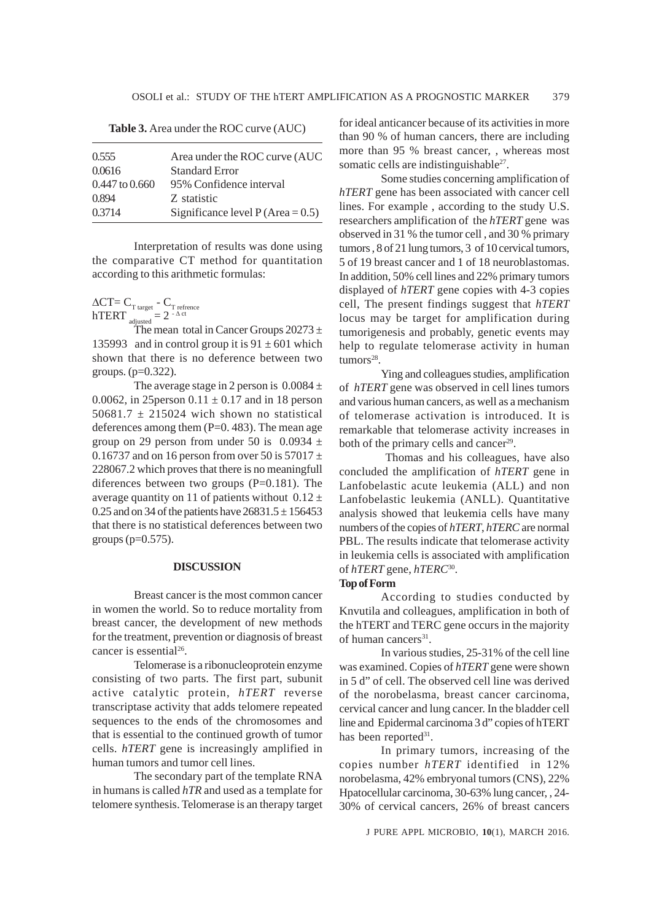**Table 3.** Area under the ROC curve (AUC)

| | |
|---|---|
| 0.555 | Area under the ROC curve (AUC |
| 0.0616 | Standard Error |
| 0.447 to 0.660 | 95% Confidence interval |
| 0.894 | Z statistic |
| 0.3714 | Significance level P (Area = 0.5) |

Interpretation of results was done using the comparative CT method for quantitation according to this arithmetic formulas:

$\Delta CT = C_{T\ target} - C_{T\ refrence}$

$hTERT_{adjusted} = 2^{-\Delta ct}$

The mean total in Cancer Groups 20273 ± 135993 and in control group it is 91 ± 601 which shown that there is no deference between two groups. (p=0.322).

The average stage in 2 person is 0.0084 ± 0.0062, in 25person 0.11 ± 0.17 and in 18 person 50681.7 ± 215024 wich shown no statistical deferences among them (P=0. 483). The mean age group on 29 person from under 50 is 0.0934 ± 0.16737 and on 16 person from over 50 is 57017 ± 228067.2 which proves that there is no meaningfull diferences between two groups (P=0.181). The average quantity on 11 of patients without 0.12 ± 0.25 and on 34 of the patients have 26831.5 ± 156453 that there is no statistical deferences between two groups (p=0.575).

## DISCUSSION

Breast cancer is the most common cancer in women the world. So to reduce mortality from breast cancer, the development of new methods for the treatment, prevention or diagnosis of breast cancer is essential[26].

Telomerase is a ribonucleoprotein enzyme consisting of two parts. The first part, subunit active catalytic protein, *hTERT* reverse transcriptase activity that adds telomere repeated sequences to the ends of the chromosomes and that is essential to the continued growth of tumor cells. *hTERT* gene is increasingly amplified in human tumors and tumor cell lines.

The secondary part of the template RNA in humans is called *hTR* and used as a template for telomere synthesis. Telomerase is an therapy target for ideal anticancer because of its activities in more than 90 % of human cancers, there are including more than 95 % breast cancer, , whereas most somatic cells are indistinguishable[27].

Some studies concerning amplification of *hTERT* gene has been associated with cancer cell lines. For example , according to the study U.S. researchers amplification of the *hTERT* gene was observed in 31 % the tumor cell , and 30 % primary tumors , 8 of 21 lung tumors, 3 of 10 cervical tumors, 5 of 19 breast cancer and 1 of 18 neuroblastomas. In addition, 50% cell lines and 22% primary tumors displayed of *hTERT* gene copies with 4-3 copies cell, The present findings suggest that *hTERT* locus may be target for amplification during tumorigenesis and probably, genetic events may help to regulate telomerase activity in human tumors[28].

Ying and colleagues studies, amplification of *hTERT* gene was observed in cell lines tumors and various human cancers, as well as a mechanism of telomerase activation is introduced. It is remarkable that telomerase activity increases in both of the primary cells and cancer[29].

Thomas and his colleagues, have also concluded the amplification of *hTERT* gene in Lanfobelastic acute leukemia (ALL) and non Lanfobelastic leukemia (ANLL). Quantitative analysis showed that leukemia cells have many numbers of the copies of *hTERT*, *hTERC* are normal PBL. The results indicate that telomerase activity in leukemia cells is associated with amplification of *hTERT* gene, *hTERC*[30].

**Top of Form**

According to studies conducted by Knvutila and colleagues, amplification in both of the hTERT and TERC gene occurs in the majority of human cancers[31].

In various studies, 25-31% of the cell line was examined. Copies of *hTERT* gene were shown in 5 d" of cell. The observed cell line was derived of the norobelasma, breast cancer carcinoma, cervical cancer and lung cancer. In the bladder cell line and Epidermal carcinoma 3 d" copies of hTERT has been reported[31].

In primary tumors, increasing of the copies number *hTERT* identified in 12% norobelasma, 42% embryonal tumors (CNS), 22% Hpatocellular carcinoma, 30-63% lung cancer, , 24-30% of cervical cancers, 26% of breast cancers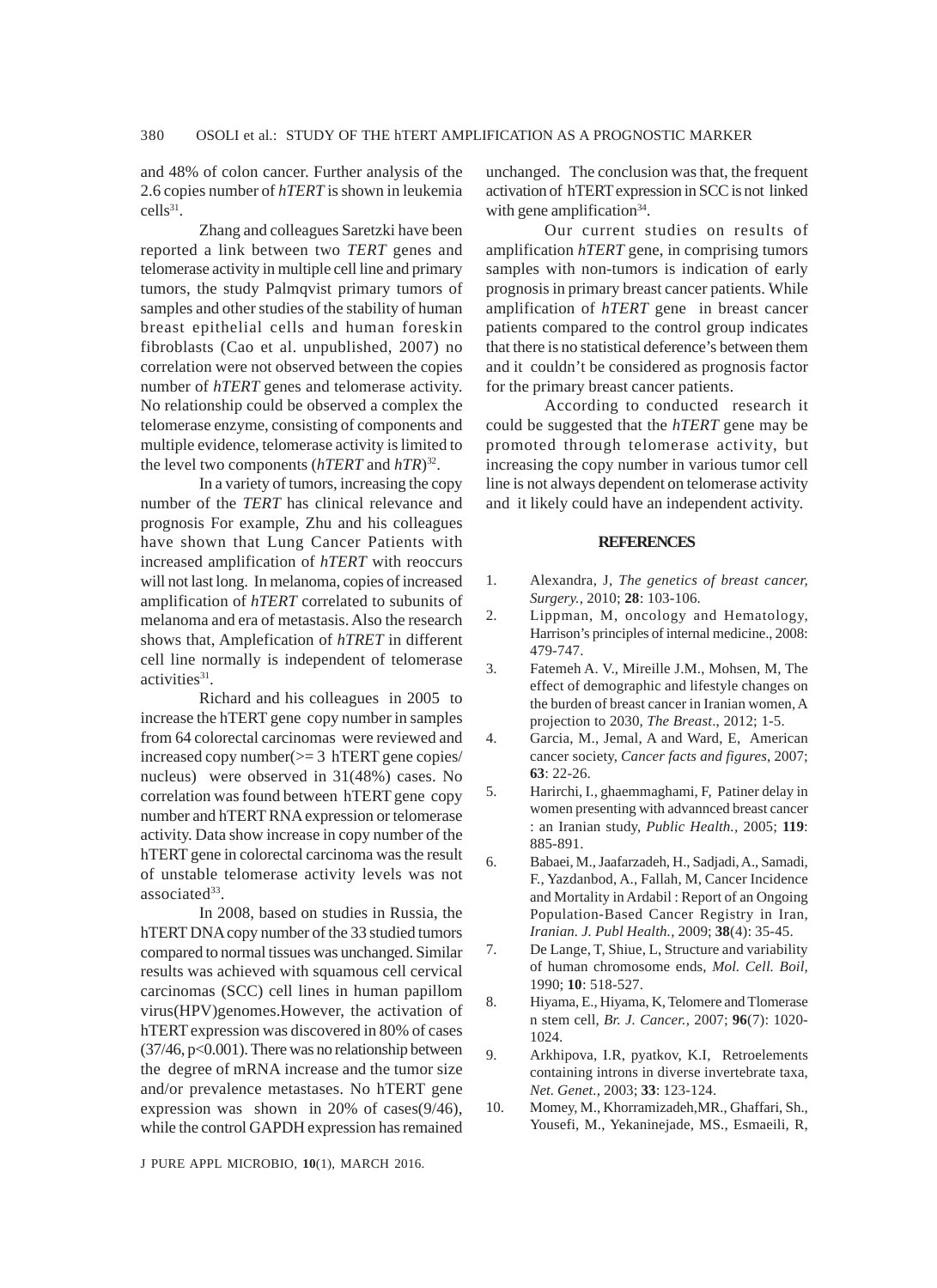and 48% of colon cancer. Further analysis of the 2.6 copies number of *hTERT* is shown in leukemia cells[31].

Zhang and colleagues Saretzki have been reported a link between two *TERT* genes and telomerase activity in multiple cell line and primary tumors, the study Palmqvist primary tumors of samples and other studies of the stability of human breast epithelial cells and human foreskin fibroblasts (Cao et al. unpublished, 2007) no correlation were not observed between the copies number of *hTERT* genes and telomerase activity. No relationship could be observed a complex the telomerase enzyme, consisting of components and multiple evidence, telomerase activity is limited to the level two components (*hTERT* and *hTR*)[32].

In a variety of tumors, increasing the copy number of the *TERT* has clinical relevance and prognosis For example, Zhu and his colleagues have shown that Lung Cancer Patients with increased amplification of *hTERT* with reoccurs will not last long. In melanoma, copies of increased amplification of *hTERT* correlated to subunits of melanoma and era of metastasis. Also the research shows that, Amplefication of *hTRET* in different cell line normally is independent of telomerase activities[31].

Richard and his colleagues in 2005 to increase the hTERT gene copy number in samples from 64 colorectal carcinomas were reviewed and increased copy number(>= 3 hTERT gene copies/ nucleus) were observed in 31(48%) cases. No correlation was found between hTERT gene copy number and hTERT RNA expression or telomerase activity. Data show increase in copy number of the hTERT gene in colorectal carcinoma was the result of unstable telomerase activity levels was not associated[33].

In 2008, based on studies in Russia, the hTERT DNA copy number of the 33 studied tumors compared to normal tissues was unchanged. Similar results was achieved with squamous cell cervical carcinomas (SCC) cell lines in human papillom virus(HPV)genomes.However, the activation of hTERT expression was discovered in 80% of cases (37/46, $p<0.001$). There was no relationship between the degree of mRNA increase and the tumor size and/or prevalence metastases. No hTERT gene expression was shown in 20% of cases(9/46), while the control GAPDH expression has remained unchanged. The conclusion was that, the frequent activation of hTERT expression in SCC is not linked with gene amplification[34].

Our current studies on results of amplification *hTERT* gene, in comprising tumors samples with non-tumors is indication of early prognosis in primary breast cancer patients. While amplification of *hTERT* gene in breast cancer patients compared to the control group indicates that there is no statistical deference's between them and it couldn't be considered as prognosis factor for the primary breast cancer patients.

According to conducted research it could be suggested that the *hTERT* gene may be promoted through telomerase activity, but increasing the copy number in various tumor cell line is not always dependent on telomerase activity and it likely could have an independent activity.

## REFERENCES

1. Alexandra, J, *The genetics of breast cancer, Surgery.*, 2010; **28**: 103-106.
2. Lippman, M, oncology and Hematology, Harrison's principles of internal medicine., 2008: 479-747.
3. Fatemeh A. V., Mireille J.M., Mohsen, M, The effect of demographic and lifestyle changes on the burden of breast cancer in Iranian women, A projection to 2030, *The Breast*., 2012; 1-5.
4. Garcia, M., Jemal, A and Ward, E, American cancer society, *Cancer facts and figures*, 2007; **63**: 22-26.
5. Harirchi, I., ghaemmaghami, F, Patiner delay in women presenting with advannced breast cancer : an Iranian study, *Public Health.*, 2005; **119**: 885-891.
6. Babaei, M., Jaafarzadeh, H., Sadjadi, A., Samadi, F., Yazdanbod, A., Fallah, M, Cancer Incidence and Mortality in Ardabil : Report of an Ongoing Population-Based Cancer Registry in Iran, *Iranian. J. Publ Health.*, 2009; **38**(4): 35-45.
7. De Lange, T, Shiue, L, Structure and variability of human chromosome ends, *Mol. Cell. Boil*, 1990; **10**: 518-527.
8. Hiyama, E., Hiyama, K, Telomere and Tlomerase n stem cell, *Br. J. Cancer.*, 2007; **96**(7): 1020-1024.
9. Arkhipova, I.R, pyatkov, K.I, Retroelements containing introns in diverse invertebrate taxa, *Net. Genet.*, 2003; **33**: 123-124.
10. Momey, M., Khorramizadeh,MR., Ghaffari, Sh., Yousefi, M., Yekaninejade, MS., Esmaeili, R,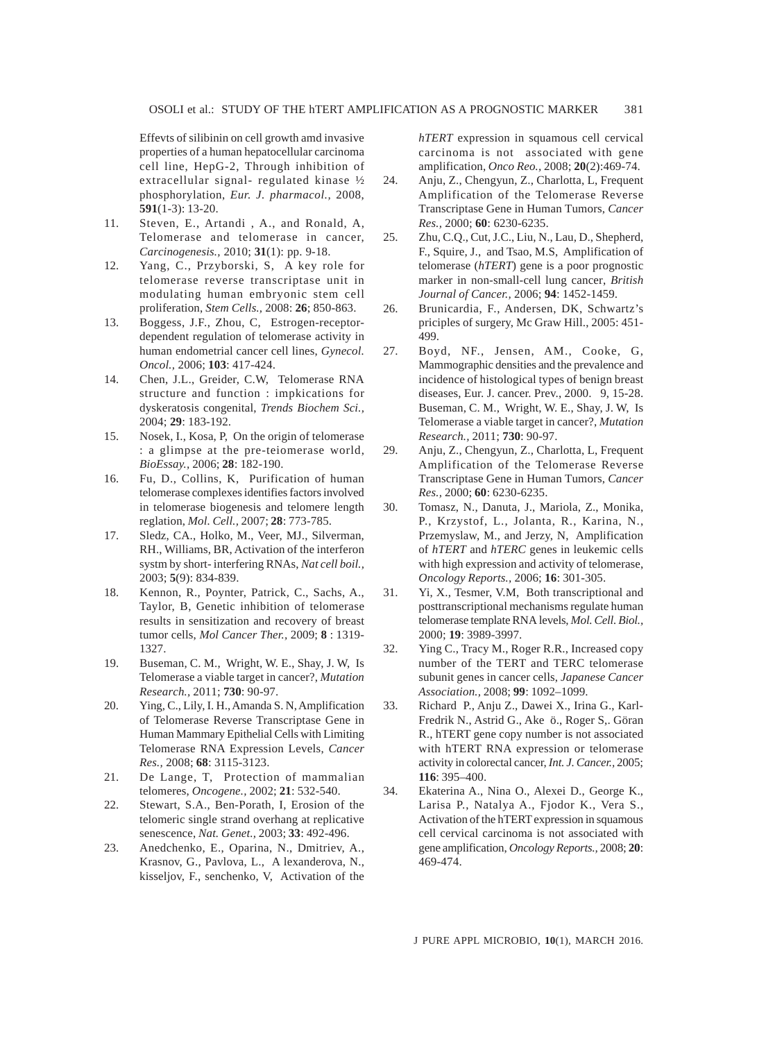Effevts of silibinin on cell growth amd invasive properties of a human hepatocellular carcinoma cell line, HepG-2, Through inhibition of extracellular signal- regulated kinase ½ phosphorylation, *Eur. J. pharmacol.,* 2008, **591**(1-3): 13-20.

11. Steven, E., Artandi , A., and Ronald, A, Telomerase and telomerase in cancer, *Carcinogenesis.,* 2010; **31**(1): pp. 9-18.
12. Yang, C., Przyborski, S, A key role for telomerase reverse transcriptase unit in modulating human embryonic stem cell proliferation, *Stem Cells.,* 2008: **26**; 850-863.
13. Boggess, J.F., Zhou, C, Estrogen-receptor-dependent regulation of telomerase activity in human endometrial cancer cell lines, *Gynecol. Oncol.,* 2006; **103**: 417-424.
14. Chen, J.L., Greider, C.W, Telomerase RNA structure and function : impkications for dyskeratosis congenital, *Trends Biochem Sci.,* 2004; **29**: 183-192.
15. Nosek, I., Kosa, P, On the origin of telomerase : a glimpse at the pre-teiomerase world, *BioEssay.,* 2006; **28**: 182-190.
16. Fu, D., Collins, K, Purification of human telomerase complexes identifies factors involved in telomerase biogenesis and telomere length reglation, *Mol. Cell.,* 2007; **28**: 773-785.
17. Sledz, CA., Holko, M., Veer, MJ., Silverman, RH., Williams, BR, Activation of the interferon systm by short- interfering RNAs, *Nat cell boil.,* 2003; **5**(9): 834-839.
18. Kennon, R., Poynter, Patrick, C., Sachs, A., Taylor, B, Genetic inhibition of telomerase results in sensitization and recovery of breast tumor cells, *Mol Cancer Ther.,* 2009; **8** : 1319-1327.
19. Buseman, C. M., Wright, W. E., Shay, J. W, Is Telomerase a viable target in cancer?, *Mutation Research.,* 2011; **730**: 90-97.
20. Ying, C., Lily, I. H., Amanda S. N, Amplification of Telomerase Reverse Transcriptase Gene in Human Mammary Epithelial Cells with Limiting Telomerase RNA Expression Levels, *Cancer Res.,* 2008; **68**: 3115-3123.
21. De Lange, T, Protection of mammalian telomeres, *Oncogene.,* 2002; **21**: 532-540.
22. Stewart, S.A., Ben-Porath, I, Erosion of the telomeric single strand overhang at replicative senescence, *Nat. Genet.,* 2003; **33**: 492-496.
23. Anedchenko, E., Oparina, N., Dmitriev, A., Krasnov, G., Pavlova, L., A lexanderova, N., kisseljov, F., senchenko, V, Activation of the *hTERT* expression in squamous cell cervical carcinoma is not associated with gene amplification, *Onco Reo.,* 2008; **20**(2):469-74.
24. Anju, Z., Chengyun, Z., Charlotta, L, Frequent Amplification of the Telomerase Reverse Transcriptase Gene in Human Tumors, *Cancer Res.,* 2000; **60**: 6230-6235.
25. Zhu, C.Q., Cut, J.C., Liu, N., Lau, D., Shepherd, F., Squire, J., and Tsao, M.S, Amplification of telomerase (*hTERT*) gene is a poor prognostic marker in non-small-cell lung cancer, *British Journal of Cancer.,* 2006; **94**: 1452-1459.
26. Brunicardia, F., Andersen, DK, Schwartz's priciples of surgery, Mc Graw Hill., 2005: 451-499.
27. Boyd, NF., Jensen, AM., Cooke, G, Mammographic densities and the prevalence and incidence of histological types of benign breast diseases, Eur. J. cancer. Prev., 2000. 9, 15-28. Buseman, C. M., Wright, W. E., Shay, J. W, Is Telomerase a viable target in cancer?, *Mutation Research.,* 2011; **730**: 90-97.
29. Anju, Z., Chengyun, Z., Charlotta, L, Frequent Amplification of the Telomerase Reverse Transcriptase Gene in Human Tumors, *Cancer Res.,* 2000; **60**: 6230-6235.
30. Tomasz, N., Danuta, J., Mariola, Z., Monika, P., Krzystof, L., Jolanta, R., Karina, N., Przemyslaw, M., and Jerzy, N, Amplification of *hTERT* and *hTERC* genes in leukemic cells with high expression and activity of telomerase, *Oncology Reports.,* 2006; **16**: 301-305.
31. Yi, X., Tesmer, V.M, Both transcriptional and posttranscriptional mechanisms regulate human telomerase template RNA levels, *Mol. Cell. Biol.,* 2000; **19**: 3989-3997.
32. Ying C., Tracy M., Roger R.R., Increased copy number of the TERT and TERC telomerase subunit genes in cancer cells, *Japanese Cancer Association.,* 2008; **99**: 1092–1099.
33. Richard P., Anju Z., Dawei X., Irina G., Karl-Fredrik N., Astrid G., Ake ö., Roger S,. Göran R., hTERT gene copy number is not associated with hTERT RNA expression or telomerase activity in colorectal cancer, *Int. J. Cancer.,* 2005; **116**: 395–400.
34. Ekaterina A., Nina O., Alexei D., George K., Larisa P., Natalya A., Fjodor K., Vera S., Activation of the hTERT expression in squamous cell cervical carcinoma is not associated with gene amplification, *Oncology Reports.,* 2008; **20**: 469-474.